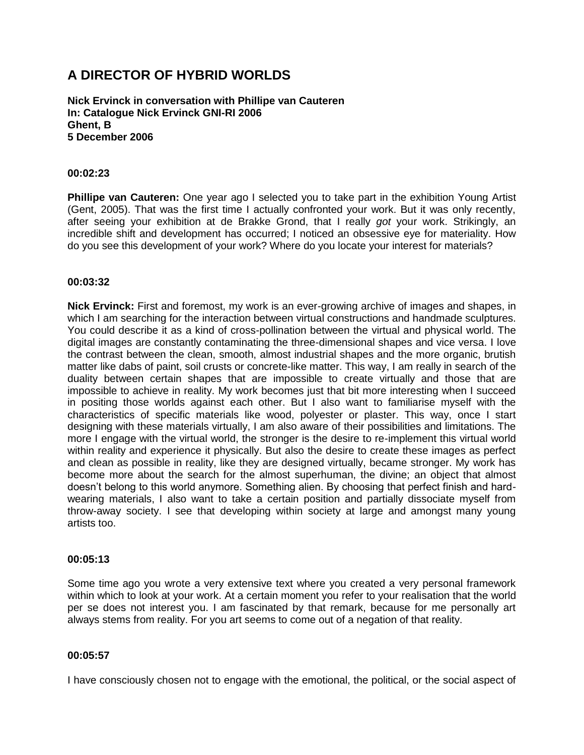# A DIRECTOR OF HYBRID WORLDS

**Nick Ervinck in conversation with Phillipe van Cauteren**
**In: Catalogue Nick Ervinck GNI-RI 2006**
**Ghent, B**
**5 December 2006**

**00:02:23**

**Phillipe van Cauteren:** One year ago I selected you to take part in the exhibition Young Artist (Gent, 2005). That was the first time I actually confronted your work. But it was only recently, after seeing your exhibition at de Brakke Grond, that I really *got* your work. Strikingly, an incredible shift and development has occurred; I noticed an obsessive eye for materiality. How do you see this development of your work? Where do you locate your interest for materials?

**00:03:32**

**Nick Ervinck:** First and foremost, my work is an ever-growing archive of images and shapes, in which I am searching for the interaction between virtual constructions and handmade sculptures. You could describe it as a kind of cross-pollination between the virtual and physical world. The digital images are constantly contaminating the three-dimensional shapes and vice versa. I love the contrast between the clean, smooth, almost industrial shapes and the more organic, brutish matter like dabs of paint, soil crusts or concrete-like matter. This way, I am really in search of the duality between certain shapes that are impossible to create virtually and those that are impossible to achieve in reality. My work becomes just that bit more interesting when I succeed in positing those worlds against each other. But I also want to familiarise myself with the characteristics of specific materials like wood, polyester or plaster. This way, once I start designing with these materials virtually, I am also aware of their possibilities and limitations. The more I engage with the virtual world, the stronger is the desire to re-implement this virtual world within reality and experience it physically. But also the desire to create these images as perfect and clean as possible in reality, like they are designed virtually, became stronger. My work has become more about the search for the almost superhuman, the divine; an object that almost doesn't belong to this world anymore. Something alien. By choosing that perfect finish and hard-wearing materials, I also want to take a certain position and partially dissociate myself from throw-away society. I see that developing within society at large and amongst many young artists too.

**00:05:13**

Some time ago you wrote a very extensive text where you created a very personal framework within which to look at your work. At a certain moment you refer to your realisation that the world per se does not interest you. I am fascinated by that remark, because for me personally art always stems from reality. For you art seems to come out of a negation of that reality.

**00:05:57**

I have consciously chosen not to engage with the emotional, the political, or the social aspect of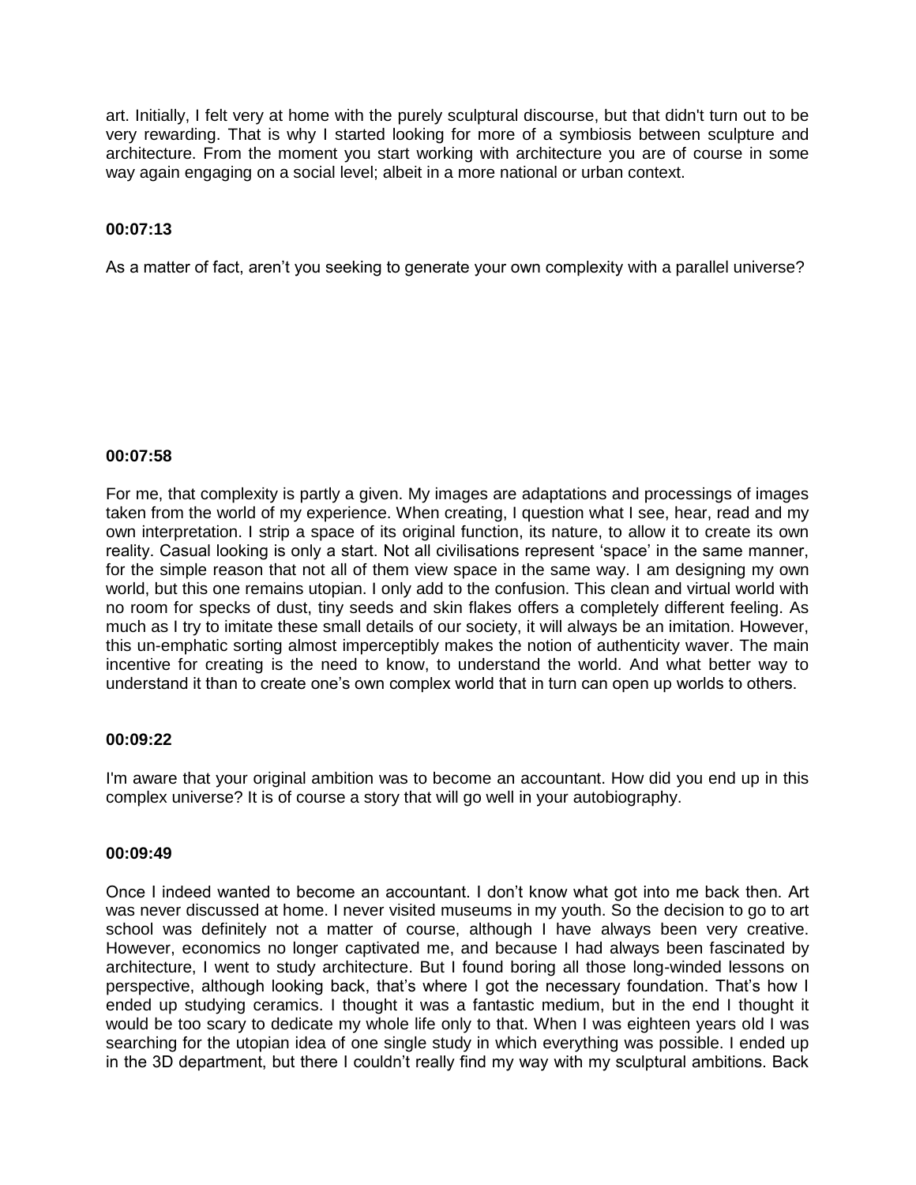art. Initially, I felt very at home with the purely sculptural discourse, but that didn't turn out to be very rewarding. That is why I started looking for more of a symbiosis between sculpture and architecture. From the moment you start working with architecture you are of course in some way again engaging on a social level; albeit in a more national or urban context.

**00:07:13**

As a matter of fact, aren't you seeking to generate your own complexity with a parallel universe?

**00:07:58**

For me, that complexity is partly a given. My images are adaptations and processings of images taken from the world of my experience. When creating, I question what I see, hear, read and my own interpretation. I strip a space of its original function, its nature, to allow it to create its own reality. Casual looking is only a start. Not all civilisations represent 'space' in the same manner, for the simple reason that not all of them view space in the same way. I am designing my own world, but this one remains utopian. I only add to the confusion. This clean and virtual world with no room for specks of dust, tiny seeds and skin flakes offers a completely different feeling. As much as I try to imitate these small details of our society, it will always be an imitation. However, this un-emphatic sorting almost imperceptibly makes the notion of authenticity waver. The main incentive for creating is the need to know, to understand the world. And what better way to understand it than to create one's own complex world that in turn can open up worlds to others.

**00:09:22**

I'm aware that your original ambition was to become an accountant. How did you end up in this complex universe? It is of course a story that will go well in your autobiography.

**00:09:49**

Once I indeed wanted to become an accountant. I don't know what got into me back then. Art was never discussed at home. I never visited museums in my youth. So the decision to go to art school was definitely not a matter of course, although I have always been very creative. However, economics no longer captivated me, and because I had always been fascinated by architecture, I went to study architecture. But I found boring all those long-winded lessons on perspective, although looking back, that's where I got the necessary foundation. That's how I ended up studying ceramics. I thought it was a fantastic medium, but in the end I thought it would be too scary to dedicate my whole life only to that. When I was eighteen years old I was searching for the utopian idea of one single study in which everything was possible. I ended up in the 3D department, but there I couldn't really find my way with my sculptural ambitions. Back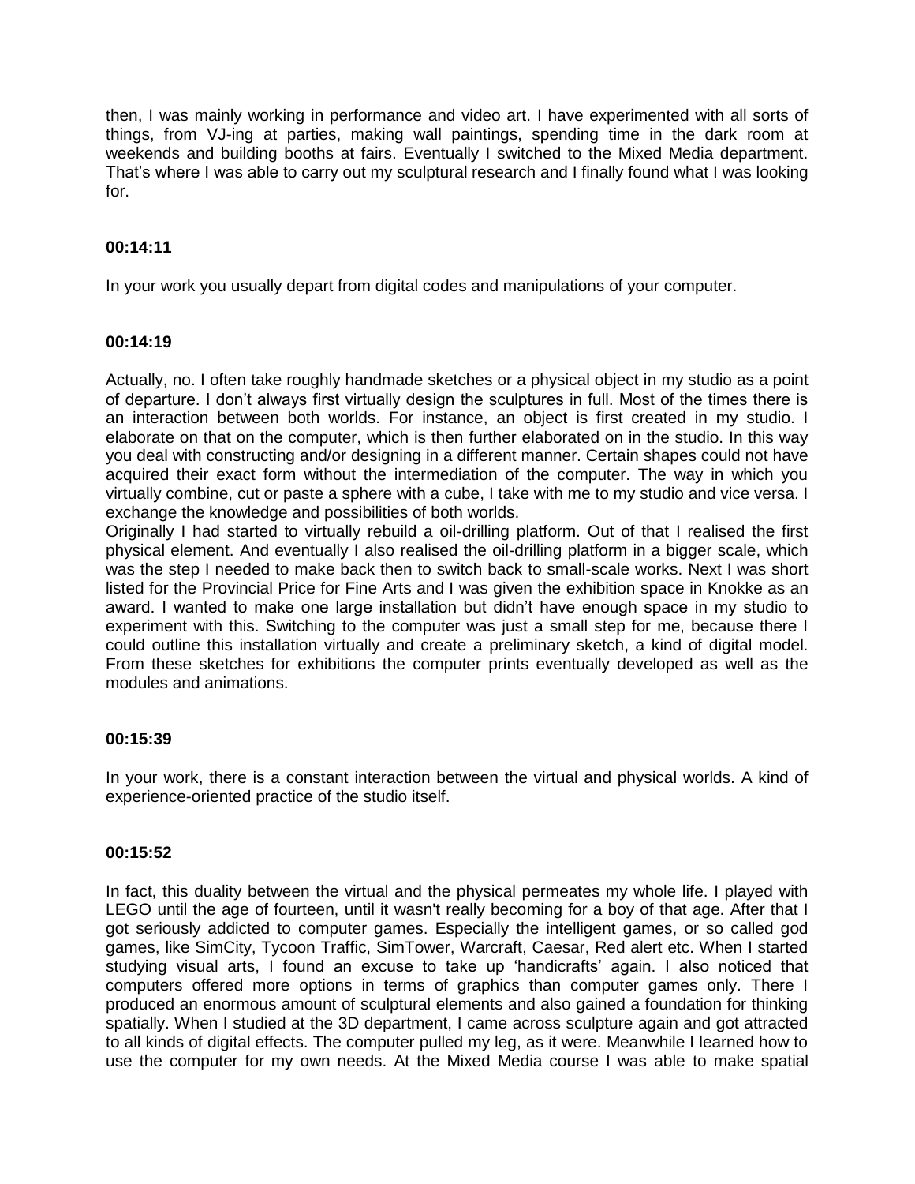then, I was mainly working in performance and video art. I have experimented with all sorts of things, from VJ-ing at parties, making wall paintings, spending time in the dark room at weekends and building booths at fairs. Eventually I switched to the Mixed Media department. That's where I was able to carry out my sculptural research and I finally found what I was looking for.

**00:14:11**

In your work you usually depart from digital codes and manipulations of your computer.

**00:14:19**

Actually, no. I often take roughly handmade sketches or a physical object in my studio as a point of departure. I don't always first virtually design the sculptures in full. Most of the times there is an interaction between both worlds. For instance, an object is first created in my studio. I elaborate on that on the computer, which is then further elaborated on in the studio. In this way you deal with constructing and/or designing in a different manner. Certain shapes could not have acquired their exact form without the intermediation of the computer. The way in which you virtually combine, cut or paste a sphere with a cube, I take with me to my studio and vice versa. I exchange the knowledge and possibilities of both worlds.
Originally I had started to virtually rebuild a oil-drilling platform. Out of that I realised the first physical element. And eventually I also realised the oil-drilling platform in a bigger scale, which was the step I needed to make back then to switch back to small-scale works. Next I was short listed for the Provincial Price for Fine Arts and I was given the exhibition space in Knokke as an award. I wanted to make one large installation but didn't have enough space in my studio to experiment with this. Switching to the computer was just a small step for me, because there I could outline this installation virtually and create a preliminary sketch, a kind of digital model. From these sketches for exhibitions the computer prints eventually developed as well as the modules and animations.

**00:15:39**

In your work, there is a constant interaction between the virtual and physical worlds. A kind of experience-oriented practice of the studio itself.

**00:15:52**

In fact, this duality between the virtual and the physical permeates my whole life. I played with LEGO until the age of fourteen, until it wasn't really becoming for a boy of that age. After that I got seriously addicted to computer games. Especially the intelligent games, or so called god games, like SimCity, Tycoon Traffic, SimTower, Warcraft, Caesar, Red alert etc. When I started studying visual arts, I found an excuse to take up 'handicrafts' again. I also noticed that computers offered more options in terms of graphics than computer games only. There I produced an enormous amount of sculptural elements and also gained a foundation for thinking spatially. When I studied at the 3D department, I came across sculpture again and got attracted to all kinds of digital effects. The computer pulled my leg, as it were. Meanwhile I learned how to use the computer for my own needs. At the Mixed Media course I was able to make spatial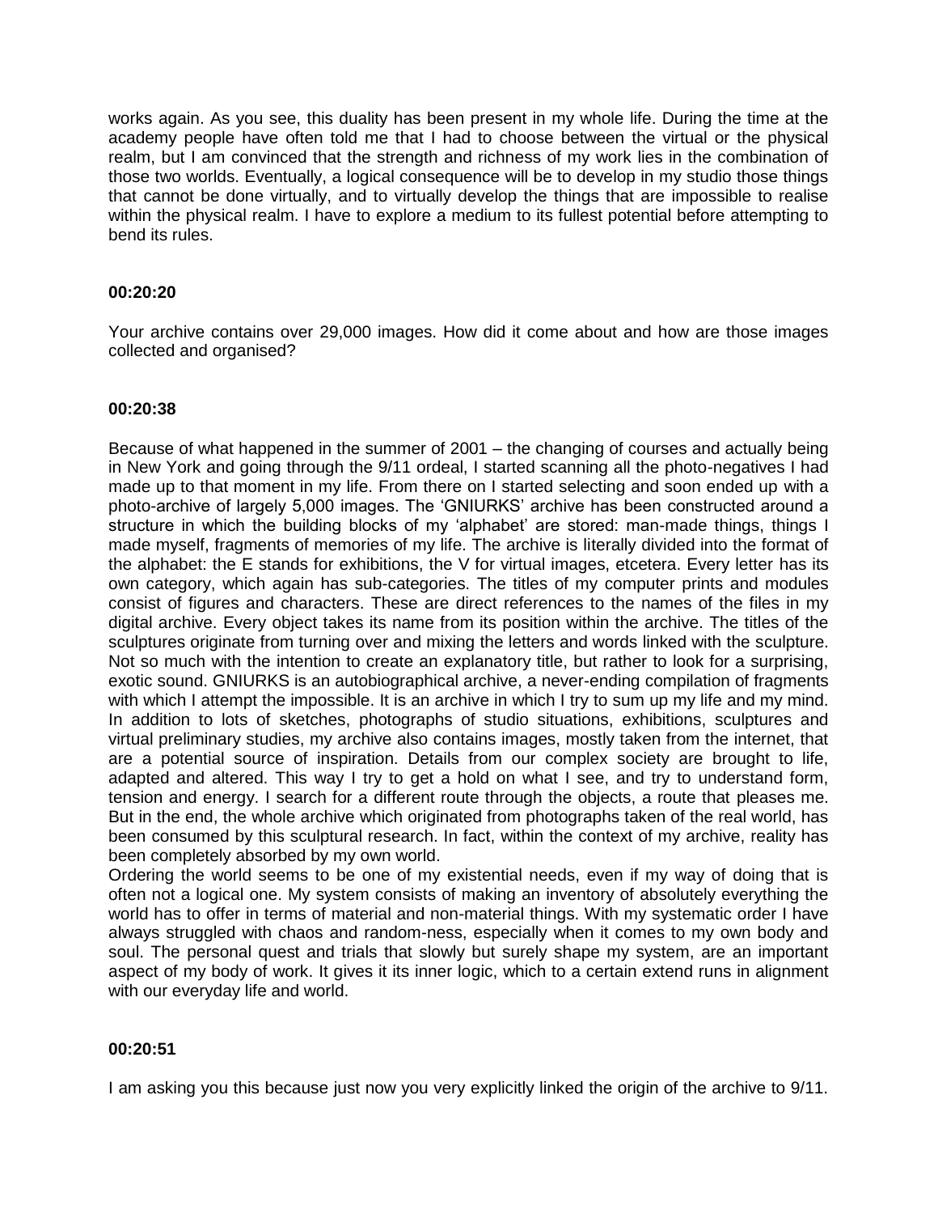works again. As you see, this duality has been present in my whole life. During the time at the academy people have often told me that I had to choose between the virtual or the physical realm, but I am convinced that the strength and richness of my work lies in the combination of those two worlds. Eventually, a logical consequence will be to develop in my studio those things that cannot be done virtually, and to virtually develop the things that are impossible to realise within the physical realm. I have to explore a medium to its fullest potential before attempting to bend its rules.

**00:20:20**

Your archive contains over 29,000 images. How did it come about and how are those images collected and organised?

**00:20:38**

Because of what happened in the summer of 2001 – the changing of courses and actually being in New York and going through the 9/11 ordeal, I started scanning all the photo-negatives I had made up to that moment in my life. From there on I started selecting and soon ended up with a photo-archive of largely 5,000 images. The 'GNIURKS' archive has been constructed around a structure in which the building blocks of my 'alphabet' are stored: man-made things, things I made myself, fragments of memories of my life. The archive is literally divided into the format of the alphabet: the E stands for exhibitions, the V for virtual images, etcetera. Every letter has its own category, which again has sub-categories. The titles of my computer prints and modules consist of figures and characters. These are direct references to the names of the files in my digital archive. Every object takes its name from its position within the archive. The titles of the sculptures originate from turning over and mixing the letters and words linked with the sculpture. Not so much with the intention to create an explanatory title, but rather to look for a surprising, exotic sound. GNIURKS is an autobiographical archive, a never-ending compilation of fragments with which I attempt the impossible. It is an archive in which I try to sum up my life and my mind. In addition to lots of sketches, photographs of studio situations, exhibitions, sculptures and virtual preliminary studies, my archive also contains images, mostly taken from the internet, that are a potential source of inspiration. Details from our complex society are brought to life, adapted and altered. This way I try to get a hold on what I see, and try to understand form, tension and energy. I search for a different route through the objects, a route that pleases me. But in the end, the whole archive which originated from photographs taken of the real world, has been consumed by this sculptural research. In fact, within the context of my archive, reality has been completely absorbed by my own world.

Ordering the world seems to be one of my existential needs, even if my way of doing that is often not a logical one. My system consists of making an inventory of absolutely everything the world has to offer in terms of material and non-material things. With my systematic order I have always struggled with chaos and random-ness, especially when it comes to my own body and soul. The personal quest and trials that slowly but surely shape my system, are an important aspect of my body of work. It gives it its inner logic, which to a certain extend runs in alignment with our everyday life and world.

**00:20:51**

I am asking you this because just now you very explicitly linked the origin of the archive to 9/11.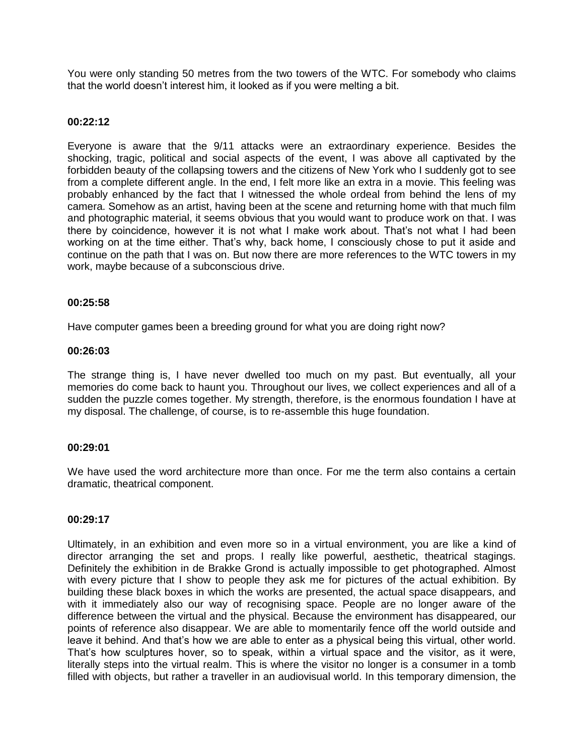You were only standing 50 metres from the two towers of the WTC. For somebody who claims that the world doesn't interest him, it looked as if you were melting a bit.

**00:22:12**

Everyone is aware that the 9/11 attacks were an extraordinary experience. Besides the shocking, tragic, political and social aspects of the event, I was above all captivated by the forbidden beauty of the collapsing towers and the citizens of New York who I suddenly got to see from a complete different angle. In the end, I felt more like an extra in a movie. This feeling was probably enhanced by the fact that I witnessed the whole ordeal from behind the lens of my camera. Somehow as an artist, having been at the scene and returning home with that much film and photographic material, it seems obvious that you would want to produce work on that. I was there by coincidence, however it is not what I make work about. That's not what I had been working on at the time either. That's why, back home, I consciously chose to put it aside and continue on the path that I was on. But now there are more references to the WTC towers in my work, maybe because of a subconscious drive.

**00:25:58**

Have computer games been a breeding ground for what you are doing right now?

**00:26:03**

The strange thing is, I have never dwelled too much on my past. But eventually, all your memories do come back to haunt you. Throughout our lives, we collect experiences and all of a sudden the puzzle comes together. My strength, therefore, is the enormous foundation I have at my disposal. The challenge, of course, is to re-assemble this huge foundation.

**00:29:01**

We have used the word architecture more than once. For me the term also contains a certain dramatic, theatrical component.

**00:29:17**

Ultimately, in an exhibition and even more so in a virtual environment, you are like a kind of director arranging the set and props. I really like powerful, aesthetic, theatrical stagings. Definitely the exhibition in de Brakke Grond is actually impossible to get photographed. Almost with every picture that I show to people they ask me for pictures of the actual exhibition. By building these black boxes in which the works are presented, the actual space disappears, and with it immediately also our way of recognising space. People are no longer aware of the difference between the virtual and the physical. Because the environment has disappeared, our points of reference also disappear. We are able to momentarily fence off the world outside and leave it behind. And that's how we are able to enter as a physical being this virtual, other world. That's how sculptures hover, so to speak, within a virtual space and the visitor, as it were, literally steps into the virtual realm. This is where the visitor no longer is a consumer in a tomb filled with objects, but rather a traveller in an audiovisual world. In this temporary dimension, the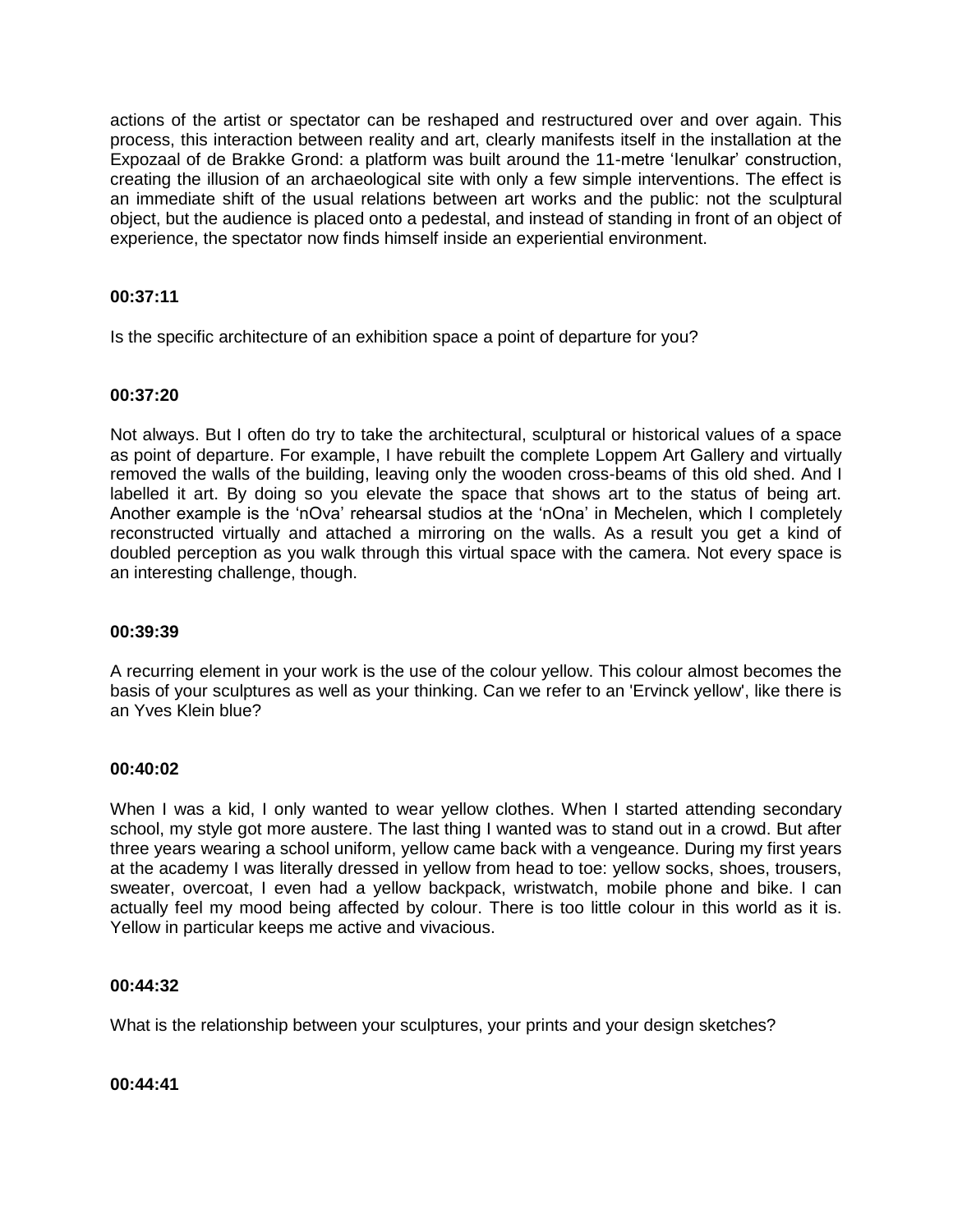actions of the artist or spectator can be reshaped and restructured over and over again. This process, this interaction between reality and art, clearly manifests itself in the installation at the Expozaal of de Brakke Grond: a platform was built around the 11-metre 'Ienulkar' construction, creating the illusion of an archaeological site with only a few simple interventions. The effect is an immediate shift of the usual relations between art works and the public: not the sculptural object, but the audience is placed onto a pedestal, and instead of standing in front of an object of experience, the spectator now finds himself inside an experiential environment.

**00:37:11**

Is the specific architecture of an exhibition space a point of departure for you?

**00:37:20**

Not always. But I often do try to take the architectural, sculptural or historical values of a space as point of departure. For example, I have rebuilt the complete Loppem Art Gallery and virtually removed the walls of the building, leaving only the wooden cross-beams of this old shed. And I labelled it art. By doing so you elevate the space that shows art to the status of being art. Another example is the 'nOva' rehearsal studios at the 'nOna' in Mechelen, which I completely reconstructed virtually and attached a mirroring on the walls. As a result you get a kind of doubled perception as you walk through this virtual space with the camera. Not every space is an interesting challenge, though.

**00:39:39**

A recurring element in your work is the use of the colour yellow. This colour almost becomes the basis of your sculptures as well as your thinking. Can we refer to an 'Ervinck yellow', like there is an Yves Klein blue?

**00:40:02**

When I was a kid, I only wanted to wear yellow clothes. When I started attending secondary school, my style got more austere. The last thing I wanted was to stand out in a crowd. But after three years wearing a school uniform, yellow came back with a vengeance. During my first years at the academy I was literally dressed in yellow from head to toe: yellow socks, shoes, trousers, sweater, overcoat, I even had a yellow backpack, wristwatch, mobile phone and bike. I can actually feel my mood being affected by colour. There is too little colour in this world as it is. Yellow in particular keeps me active and vivacious.

**00:44:32**

What is the relationship between your sculptures, your prints and your design sketches?

**00:44:41**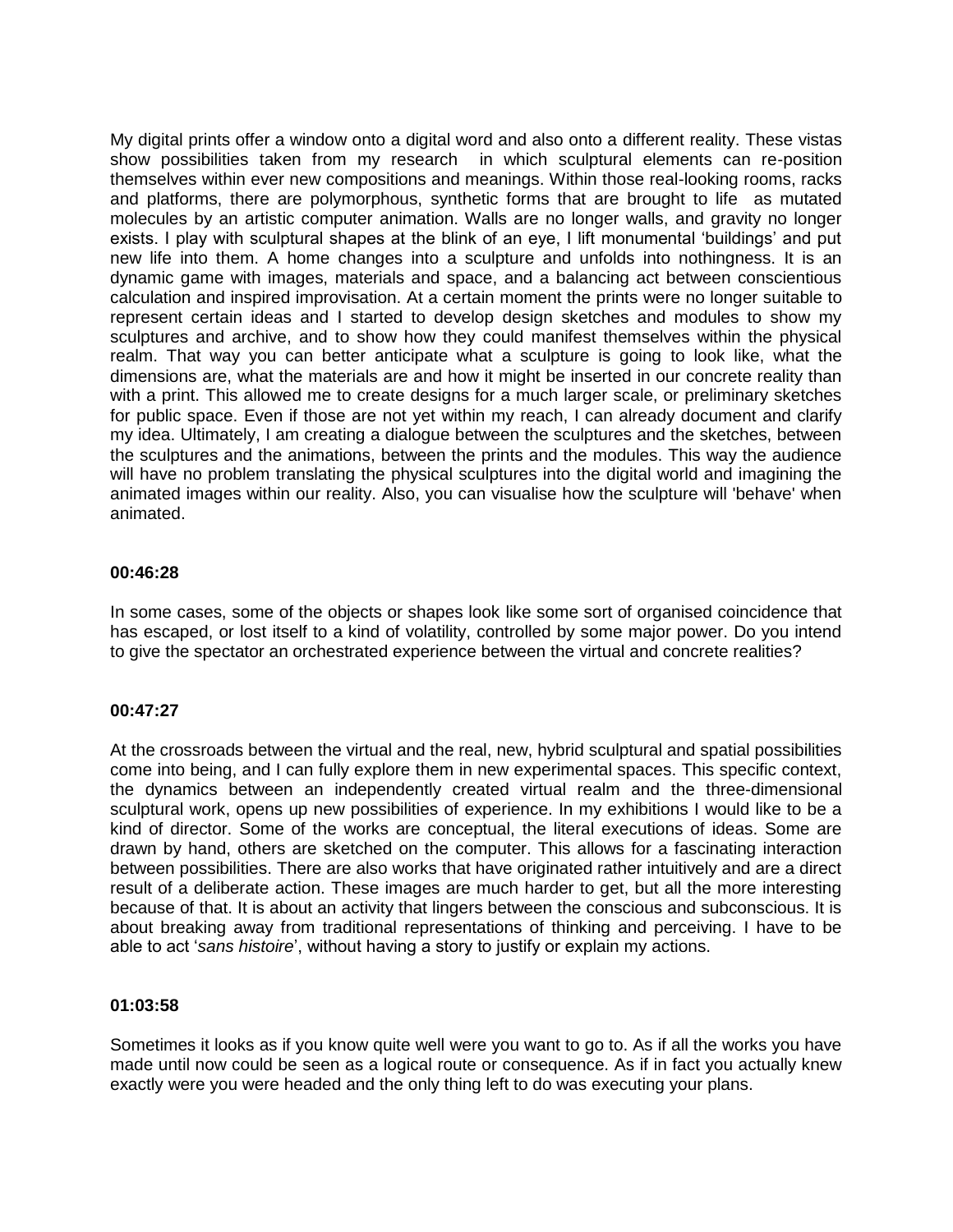My digital prints offer a window onto a digital word and also onto a different reality. These vistas show possibilities taken from my research in which sculptural elements can re-position themselves within ever new compositions and meanings. Within those real-looking rooms, racks and platforms, there are polymorphous, synthetic forms that are brought to life as mutated molecules by an artistic computer animation. Walls are no longer walls, and gravity no longer exists. I play with sculptural shapes at the blink of an eye, I lift monumental 'buildings' and put new life into them. A home changes into a sculpture and unfolds into nothingness. It is an dynamic game with images, materials and space, and a balancing act between conscientious calculation and inspired improvisation. At a certain moment the prints were no longer suitable to represent certain ideas and I started to develop design sketches and modules to show my sculptures and archive, and to show how they could manifest themselves within the physical realm. That way you can better anticipate what a sculpture is going to look like, what the dimensions are, what the materials are and how it might be inserted in our concrete reality than with a print. This allowed me to create designs for a much larger scale, or preliminary sketches for public space. Even if those are not yet within my reach, I can already document and clarify my idea. Ultimately, I am creating a dialogue between the sculptures and the sketches, between the sculptures and the animations, between the prints and the modules. This way the audience will have no problem translating the physical sculptures into the digital world and imagining the animated images within our reality. Also, you can visualise how the sculpture will 'behave' when animated.

**00:46:28**

In some cases, some of the objects or shapes look like some sort of organised coincidence that has escaped, or lost itself to a kind of volatility, controlled by some major power. Do you intend to give the spectator an orchestrated experience between the virtual and concrete realities?

**00:47:27**

At the crossroads between the virtual and the real, new, hybrid sculptural and spatial possibilities come into being, and I can fully explore them in new experimental spaces. This specific context, the dynamics between an independently created virtual realm and the three-dimensional sculptural work, opens up new possibilities of experience. In my exhibitions I would like to be a kind of director. Some of the works are conceptual, the literal executions of ideas. Some are drawn by hand, others are sketched on the computer. This allows for a fascinating interaction between possibilities. There are also works that have originated rather intuitively and are a direct result of a deliberate action. These images are much harder to get, but all the more interesting because of that. It is about an activity that lingers between the conscious and subconscious. It is about breaking away from traditional representations of thinking and perceiving. I have to be able to act '*sans histoire*', without having a story to justify or explain my actions.

**01:03:58**

Sometimes it looks as if you know quite well were you want to go to. As if all the works you have made until now could be seen as a logical route or consequence. As if in fact you actually knew exactly were you were headed and the only thing left to do was executing your plans.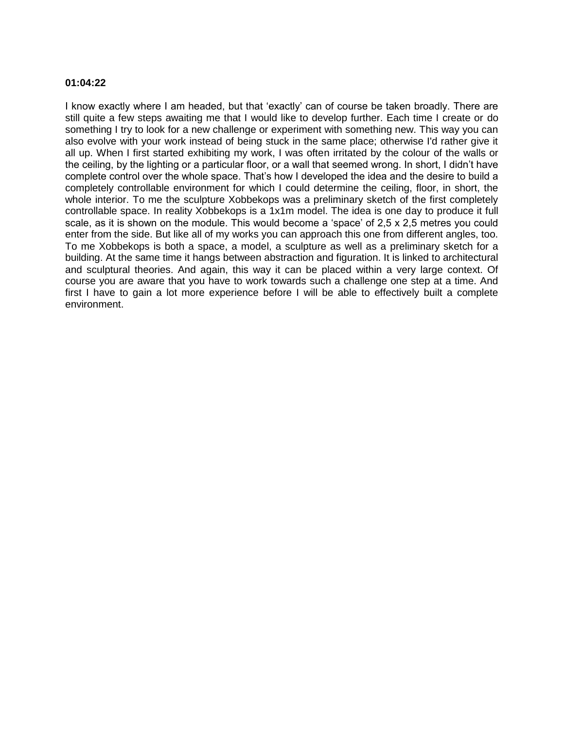**01:04:22**

I know exactly where I am headed, but that 'exactly' can of course be taken broadly. There are still quite a few steps awaiting me that I would like to develop further. Each time I create or do something I try to look for a new challenge or experiment with something new. This way you can also evolve with your work instead of being stuck in the same place; otherwise I'd rather give it all up. When I first started exhibiting my work, I was often irritated by the colour of the walls or the ceiling, by the lighting or a particular floor, or a wall that seemed wrong. In short, I didn't have complete control over the whole space. That's how I developed the idea and the desire to build a completely controllable environment for which I could determine the ceiling, floor, in short, the whole interior. To me the sculpture Xobbekops was a preliminary sketch of the first completely controllable space. In reality Xobbekops is a 1x1m model. The idea is one day to produce it full scale, as it is shown on the module. This would become a 'space' of 2,5 x 2,5 metres you could enter from the side. But like all of my works you can approach this one from different angles, too. To me Xobbekops is both a space, a model, a sculpture as well as a preliminary sketch for a building. At the same time it hangs between abstraction and figuration. It is linked to architectural and sculptural theories. And again, this way it can be placed within a very large context. Of course you are aware that you have to work towards such a challenge one step at a time. And first I have to gain a lot more experience before I will be able to effectively built a complete environment.